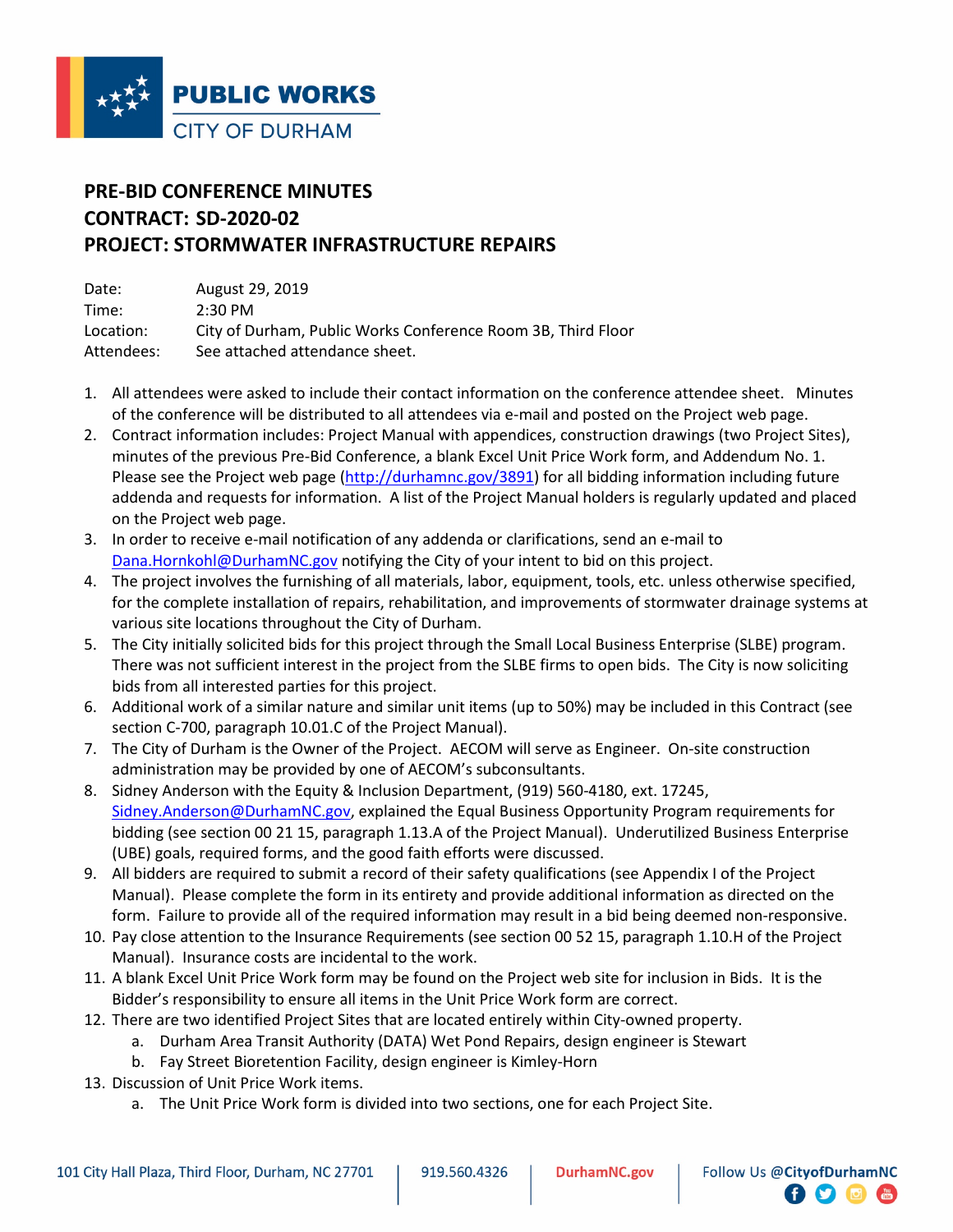PUBLIC WORKS
CITY OF DURHAM

# PRE-BID CONFERENCE MINUTES
# CONTRACT: SD-2020-02
# PROJECT: STORMWATER INFRASTRUCTURE REPAIRS

Date: August 29, 2019
Time: 2:30 PM
Location: City of Durham, Public Works Conference Room 3B, Third Floor
Attendees: See attached attendance sheet.

1. All attendees were asked to include their contact information on the conference attendee sheet. Minutes of the conference will be distributed to all attendees via e-mail and posted on the Project web page.
2. Contract information includes: Project Manual with appendices, construction drawings (two Project Sites), minutes of the previous Pre-Bid Conference, a blank Excel Unit Price Work form, and Addendum No. 1. Please see the Project web page (http://durhamnc.gov/3891) for all bidding information including future addenda and requests for information. A list of the Project Manual holders is regularly updated and placed on the Project web page.
3. In order to receive e-mail notification of any addenda or clarifications, send an e-mail to Dana.Hornkohl@DurhamNC.gov notifying the City of your intent to bid on this project.
4. The project involves the furnishing of all materials, labor, equipment, tools, etc. unless otherwise specified, for the complete installation of repairs, rehabilitation, and improvements of stormwater drainage systems at various site locations throughout the City of Durham.
5. The City initially solicited bids for this project through the Small Local Business Enterprise (SLBE) program. There was not sufficient interest in the project from the SLBE firms to open bids. The City is now soliciting bids from all interested parties for this project.
6. Additional work of a similar nature and similar unit items (up to 50%) may be included in this Contract (see section C-700, paragraph 10.01.C of the Project Manual).
7. The City of Durham is the Owner of the Project. AECOM will serve as Engineer. On-site construction administration may be provided by one of AECOM's subconsultants.
8. Sidney Anderson with the Equity & Inclusion Department, (919) 560-4180, ext. 17245, Sidney.Anderson@DurhamNC.gov, explained the Equal Business Opportunity Program requirements for bidding (see section 00 21 15, paragraph 1.13.A of the Project Manual). Underutilized Business Enterprise (UBE) goals, required forms, and the good faith efforts were discussed.
9. All bidders are required to submit a record of their safety qualifications (see Appendix I of the Project Manual). Please complete the form in its entirety and provide additional information as directed on the form. Failure to provide all of the required information may result in a bid being deemed non-responsive.
10. Pay close attention to the Insurance Requirements (see section 00 52 15, paragraph 1.10.H of the Project Manual). Insurance costs are incidental to the work.
11. A blank Excel Unit Price Work form may be found on the Project web site for inclusion in Bids. It is the Bidder's responsibility to ensure all items in the Unit Price Work form are correct.
12. There are two identified Project Sites that are located entirely within City-owned property.
    a. Durham Area Transit Authority (DATA) Wet Pond Repairs, design engineer is Stewart
    b. Fay Street Bioretention Facility, design engineer is Kimley-Horn
13. Discussion of Unit Price Work items.
    a. The Unit Price Work form is divided into two sections, one for each Project Site.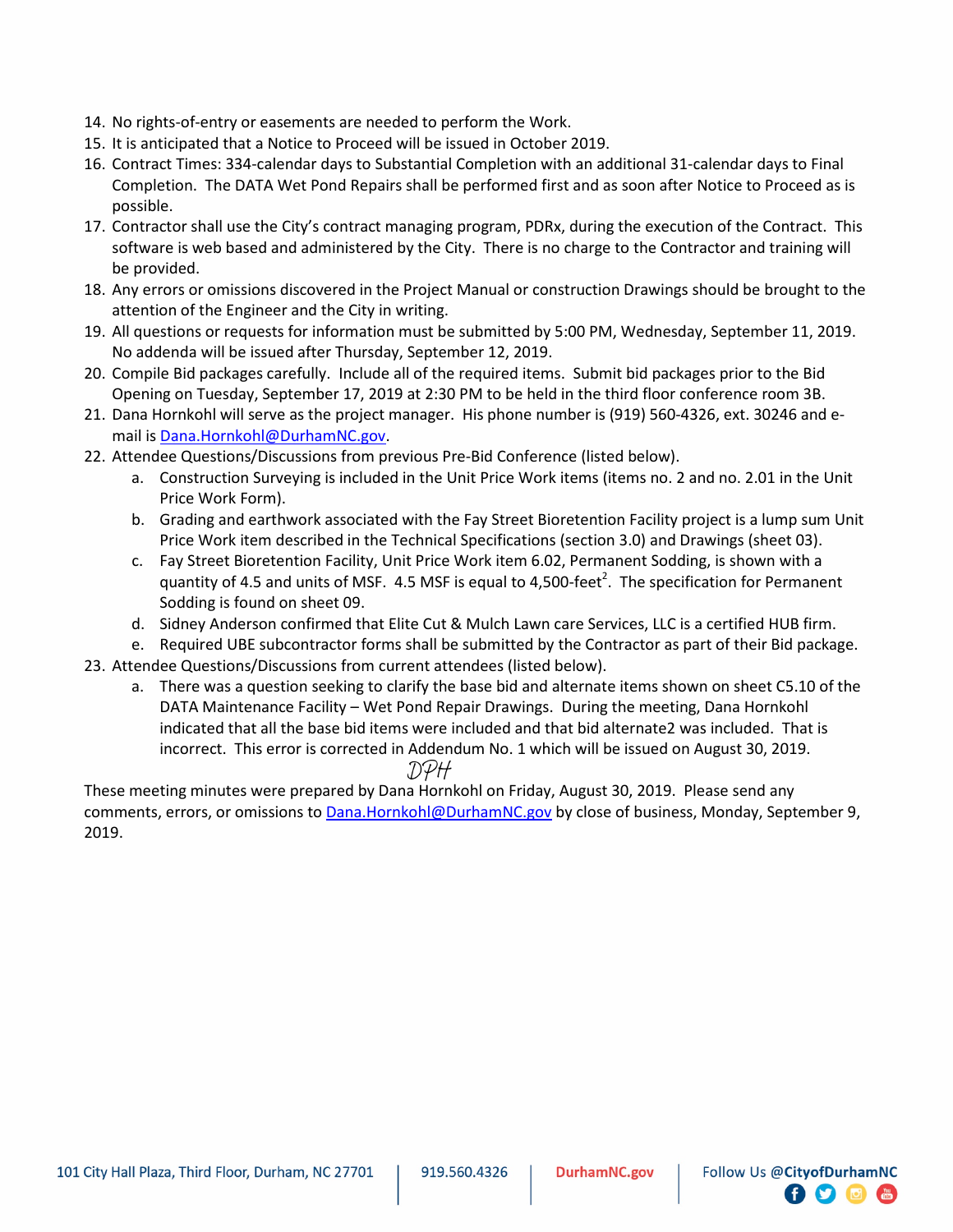14. No rights-of-entry or easements are needed to perform the Work.
15. It is anticipated that a Notice to Proceed will be issued in October 2019.
16. Contract Times: 334-calendar days to Substantial Completion with an additional 31-calendar days to Final Completion. The DATA Wet Pond Repairs shall be performed first and as soon after Notice to Proceed as is possible.
17. Contractor shall use the City's contract managing program, PDRx, during the execution of the Contract. This software is web based and administered by the City. There is no charge to the Contractor and training will be provided.
18. Any errors or omissions discovered in the Project Manual or construction Drawings should be brought to the attention of the Engineer and the City in writing.
19. All questions or requests for information must be submitted by 5:00 PM, Wednesday, September 11, 2019. No addenda will be issued after Thursday, September 12, 2019.
20. Compile Bid packages carefully. Include all of the required items. Submit bid packages prior to the Bid Opening on Tuesday, September 17, 2019 at 2:30 PM to be held in the third floor conference room 3B.
21. Dana Hornkohl will serve as the project manager. His phone number is (919) 560-4326, ext. 30246 and e-mail is Dana.Hornkohl@DurhamNC.gov.
22. Attendee Questions/Discussions from previous Pre-Bid Conference (listed below).
    a. Construction Surveying is included in the Unit Price Work items (items no. 2 and no. 2.01 in the Unit Price Work Form).
    b. Grading and earthwork associated with the Fay Street Bioretention Facility project is a lump sum Unit Price Work item described in the Technical Specifications (section 3.0) and Drawings (sheet 03).
    c. Fay Street Bioretention Facility, Unit Price Work item 6.02, Permanent Sodding, is shown with a quantity of 4.5 and units of MSF. 4.5 MSF is equal to 4,500-feet$^2$. The specification for Permanent Sodding is found on sheet 09.
    d. Sidney Anderson confirmed that Elite Cut & Mulch Lawn care Services, LLC is a certified HUB firm.
    e. Required UBE subcontractor forms shall be submitted by the Contractor as part of their Bid package.
23. Attendee Questions/Discussions from current attendees (listed below).
    a. There was a question seeking to clarify the base bid and alternate items shown on sheet C5.10 of the DATA Maintenance Facility – Wet Pond Repair Drawings. During the meeting, Dana Hornkohl indicated that all the base bid items were included and that bid alternate2 was included. That is incorrect. This error is corrected in Addendum No. 1 which will be issued on August 30, 2019.

DPH

These meeting minutes were prepared by Dana Hornkohl on Friday, August 30, 2019. Please send any comments, errors, or omissions to Dana.Hornkohl@DurhamNC.gov by close of business, Monday, September 9, 2019.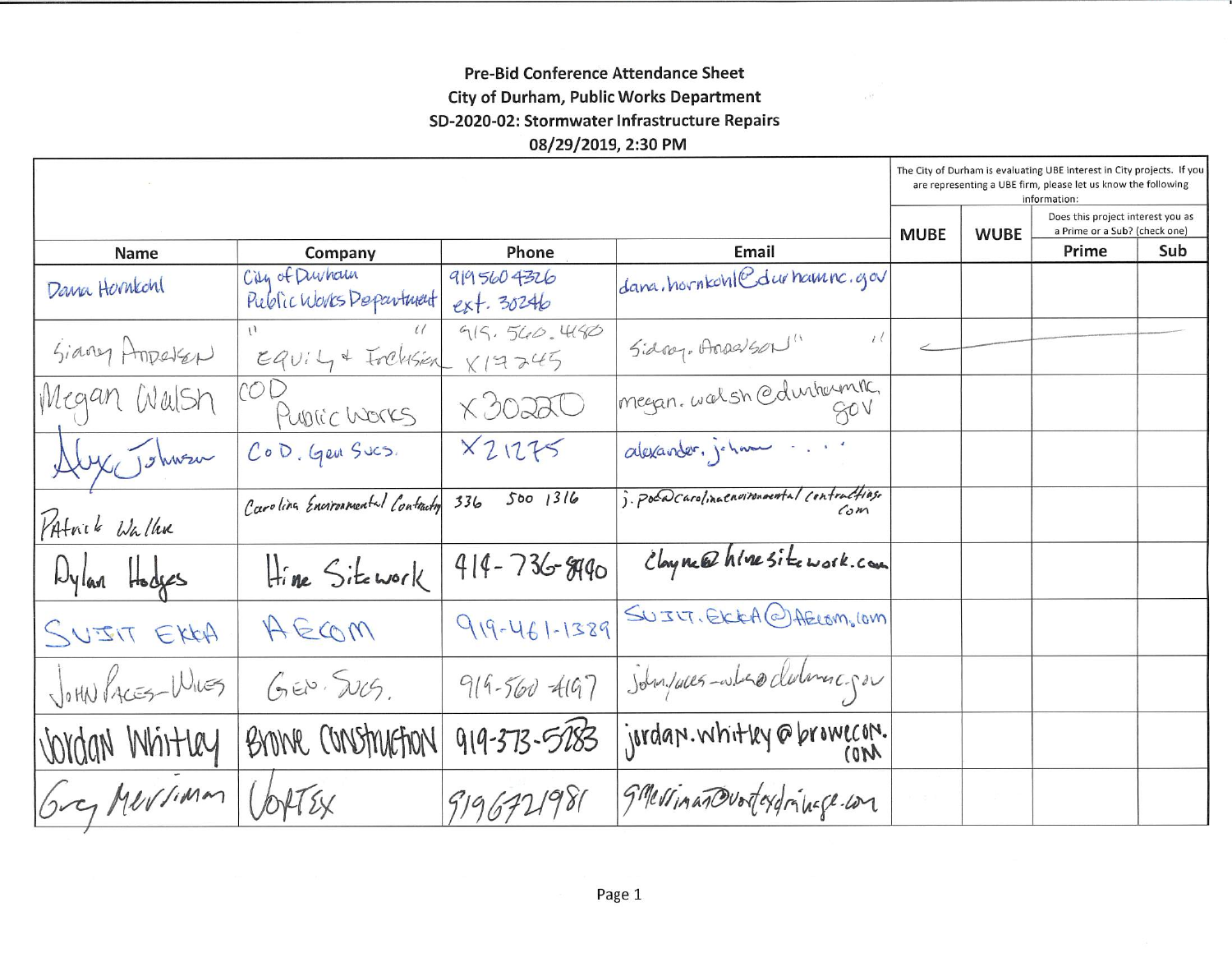**Pre-Bid Conference Attendance Sheet**
**City of Durham, Public Works Department**
**SD-2020-02: Stormwater Infrastructure Repairs**
**08/29/2019, 2:30 PM**

| | | | | The City of Durham is evaluating UBE interest in City projects. If you are representing a UBE firm, please let us know the following information: | | | |
|---|---|---|---|---|---|---|---|
| | | | | MUBE | WUBE | Does this project interest you as a Prime or a Sub? (check one) | |
| Name | Company | Phone | Email | | | Prime | Sub |
| Dana Hornkohl | City of Durham Public Works Department | 919 560 4326 ext. 30246 | dana.hornkohl@durhamnc.gov | | | | |
| Sidney Andersen | " " Equity & Inclusion | 919.560.4180 X17245 | Sidney.Andersen" " | — | — | — | — |
| Megan Walsh | COD Public Works | X30220 | megan.walsh@durhamnc.gov | | | | |
| Alex Johnson | CoD. Gen Svcs. | X21275 | alexander.johnson . . . . | | | | |
| Patrick Walker | Carolina Environmental Contracting | 336 500 1316 | j.poe@carolinaenvironmentalcontracting.com | | | | |
| Dylan Hodges | Hine Sitework | 919-736-8490 | clayne@hinesitework.com | | | | |
| SUJIT EKKA | AECOM | 919-461-1389 | SUJIT.EKKA@AECOM.COM | | | | |
| JOHN PACES-WILES | GEN. SVCS. | 919-560-4197 | john.paces-wiles@durhamnc.gov | | | | |
| Jordan Whitley | Browe Construction | 919-373-5283 | jordan.whitley@browecon.com | | | | |
| Greg Merriman | Vortex | 9196721981 | gmerriman@vortexdrainage.com | | | | |